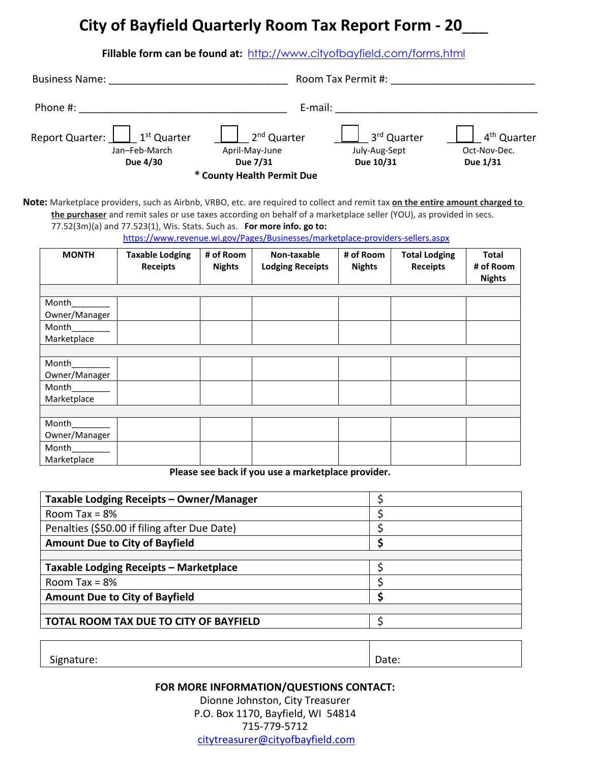# City of Bayfield Quarterly Room Tax Report Form - 20___

**Fillable form can be found at:** http://www.cityofbayfield.com/forms.html

Business Name: ______________________________ Room Tax Permit #: ________________________

Phone #: ___________________________________ E-mail: __________________________________

Report Quarter:

| | | | |
|---|---|---|---|
| ☐ 1st Quarter | ☐ 2nd Quarter | ☐ 3rd Quarter | ☐ 4th Quarter |
| Jan–Feb-March | April-May-June | July-Aug-Sept | Oct-Nov-Dec. |
| **Due 4/30** | **Due 7/31** | **Due 10/31** | **Due 1/31** |

**\* County Health Permit Due**

**Note:** Marketplace providers, such as Airbnb, VRBO, etc. are required to collect and remit tax **on the entire amount charged to the purchaser** and remit sales or use taxes according on behalf of a marketplace seller (YOU), as provided in secs. 77.52(3m)(a) and 77.523(1), Wis. Stats. Such as. **For more info. go to:** https://www.revenue.wi.gov/Pages/Businesses/marketplace-providers-sellers.aspx

| MONTH | Taxable Lodging Receipts | # of Room Nights | Non-taxable Lodging Receipts | # of Room Nights | Total Lodging Receipts | Total # of Room Nights |
|---|---|---|---|---|---|---|
| | | | | | | |
| Month________ Owner/Manager | | | | | | |
| Month________ Marketplace | | | | | | |
| | | | | | | |
| Month________ Owner/Manager | | | | | | |
| Month________ Marketplace | | | | | | |
| | | | | | | |
| Month________ Owner/Manager | | | | | | |
| Month________ Marketplace | | | | | | |

**Please see back if you use a marketplace provider.**

| | |
|---|---|
| **Taxable Lodging Receipts – Owner/Manager** | $ |
| Room Tax = 8% | $ |
| Penalties ($50.00 if filing after Due Date) | $ |
| **Amount Due to City of Bayfield** | **$** |
| | |
| **Taxable Lodging Receipts – Marketplace** | $ |
| Room Tax = 8% | $ |
| **Amount Due to City of Bayfield** | **$** |
| | |
| **TOTAL ROOM TAX DUE TO CITY OF BAYFIELD** | $ |

| | |
|---|---|
| Signature: | Date: |

**FOR MORE INFORMATION/QUESTIONS CONTACT:**

Dionne Johnston, City Treasurer
P.O. Box 1170, Bayfield, WI 54814
715-779-5712
citytreasurer@cityofbayfield.com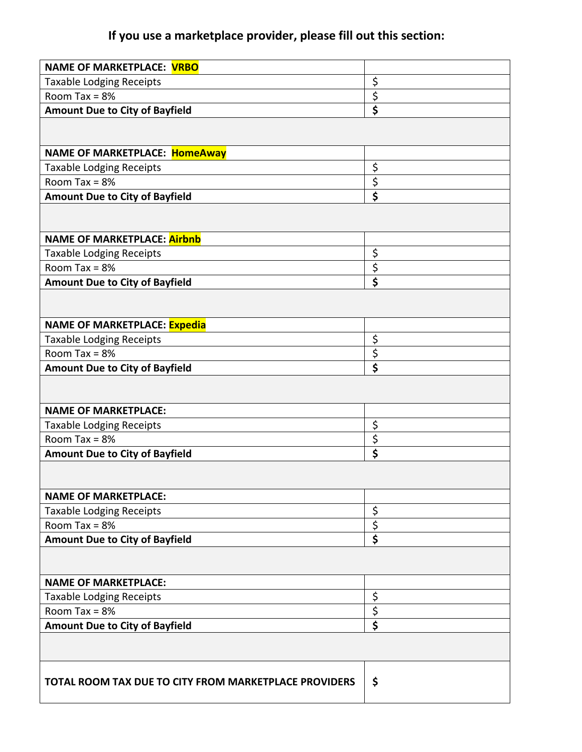## If you use a marketplace provider, please fill out this section:

| | |
|---|---|
| **NAME OF MARKETPLACE: VRBO** | |
| Taxable Lodging Receipts | $ |
| Room Tax = 8% | $ |
| **Amount Due to City of Bayfield** | **$** |
| | |
| **NAME OF MARKETPLACE: HomeAway** | |
| Taxable Lodging Receipts | $ |
| Room Tax = 8% | $ |
| **Amount Due to City of Bayfield** | **$** |
| | |
| **NAME OF MARKETPLACE: Airbnb** | |
| Taxable Lodging Receipts | $ |
| Room Tax = 8% | $ |
| **Amount Due to City of Bayfield** | **$** |
| | |
| **NAME OF MARKETPLACE: Expedia** | |
| Taxable Lodging Receipts | $ |
| Room Tax = 8% | $ |
| **Amount Due to City of Bayfield** | **$** |
| | |
| **NAME OF MARKETPLACE:** | |
| Taxable Lodging Receipts | $ |
| Room Tax = 8% | $ |
| **Amount Due to City of Bayfield** | **$** |
| | |
| **NAME OF MARKETPLACE:** | |
| Taxable Lodging Receipts | $ |
| Room Tax = 8% | $ |
| **Amount Due to City of Bayfield** | **$** |
| | |
| **NAME OF MARKETPLACE:** | |
| Taxable Lodging Receipts | $ |
| Room Tax = 8% | $ |
| **Amount Due to City of Bayfield** | **$** |
| | |
| **TOTAL ROOM TAX DUE TO CITY FROM MARKETPLACE PROVIDERS** | **$** |